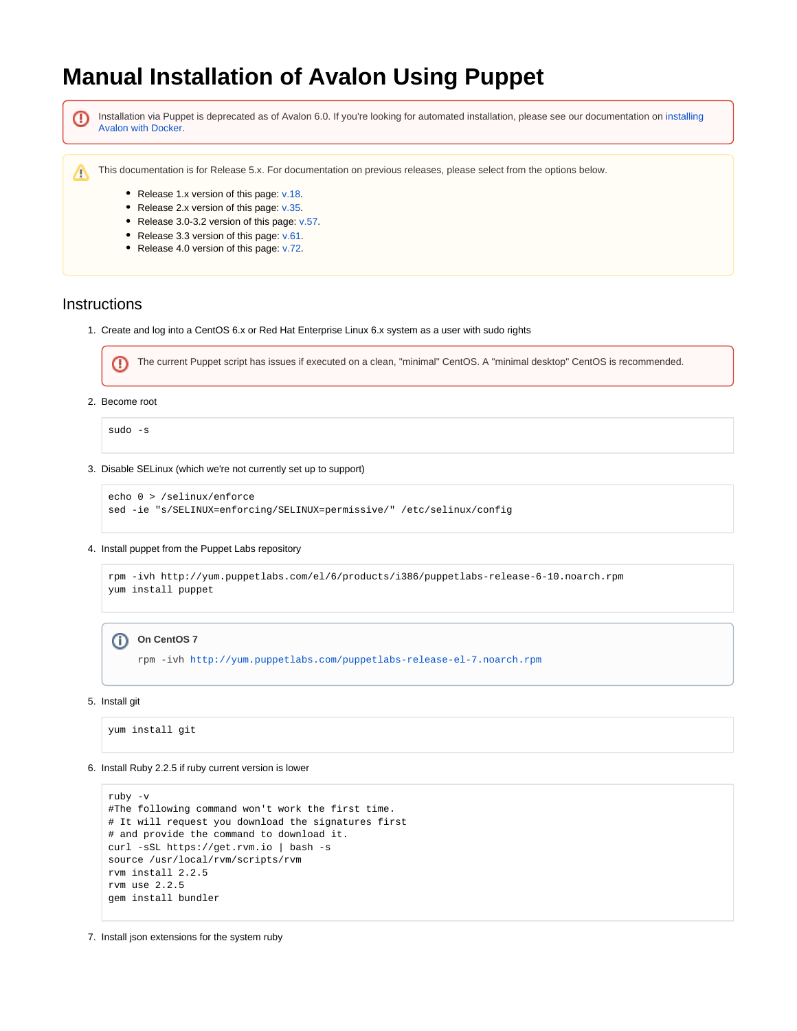# Manual Installation of Avalon Using Puppet

Installation via Puppet is deprecated as of Avalon 6.0. If you're looking for automated installation, please see our documentation on installing Avalon with Docker.

This documentation is for Release 5.x. For documentation on previous releases, please select from the options below.

- Release 1.x version of this page: v.18.
- Release 2.x version of this page: v.35.
- Release 3.0-3.2 version of this page: v.57.
- Release 3.3 version of this page: v.61.
- Release 4.0 version of this page: v.72.

## Instructions

1. Create and log into a CentOS 6.x or Red Hat Enterprise Linux 6.x system as a user with sudo rights

   The current Puppet script has issues if executed on a clean, "minimal" CentOS. A "minimal desktop" CentOS is recommended.

2. Become root

   ```
   sudo -s
   ```

3. Disable SELinux (which we're not currently set up to support)

   ```
   echo 0 > /selinux/enforce
   sed -ie "s/SELINUX=enforcing/SELINUX=permissive/" /etc/selinux/config
   ```

4. Install puppet from the Puppet Labs repository

   ```
   rpm -ivh http://yum.puppetlabs.com/el/6/products/i386/puppetlabs-release-6-10.noarch.rpm
   yum install puppet
   ```

   **On CentOS 7**

   ```
   rpm -ivh http://yum.puppetlabs.com/puppetlabs-release-el-7.noarch.rpm
   ```

5. Install git

   ```
   yum install git
   ```

6. Install Ruby 2.2.5 if ruby current version is lower

   ```
   ruby -v
   #The following command won't work the first time.
   # It will request you download the signatures first
   # and provide the command to download it.
   curl -sSL https://get.rvm.io | bash -s
   source /usr/local/rvm/scripts/rvm
   rvm install 2.2.5
   rvm use 2.2.5
   gem install bundler
   ```

7. Install json extensions for the system ruby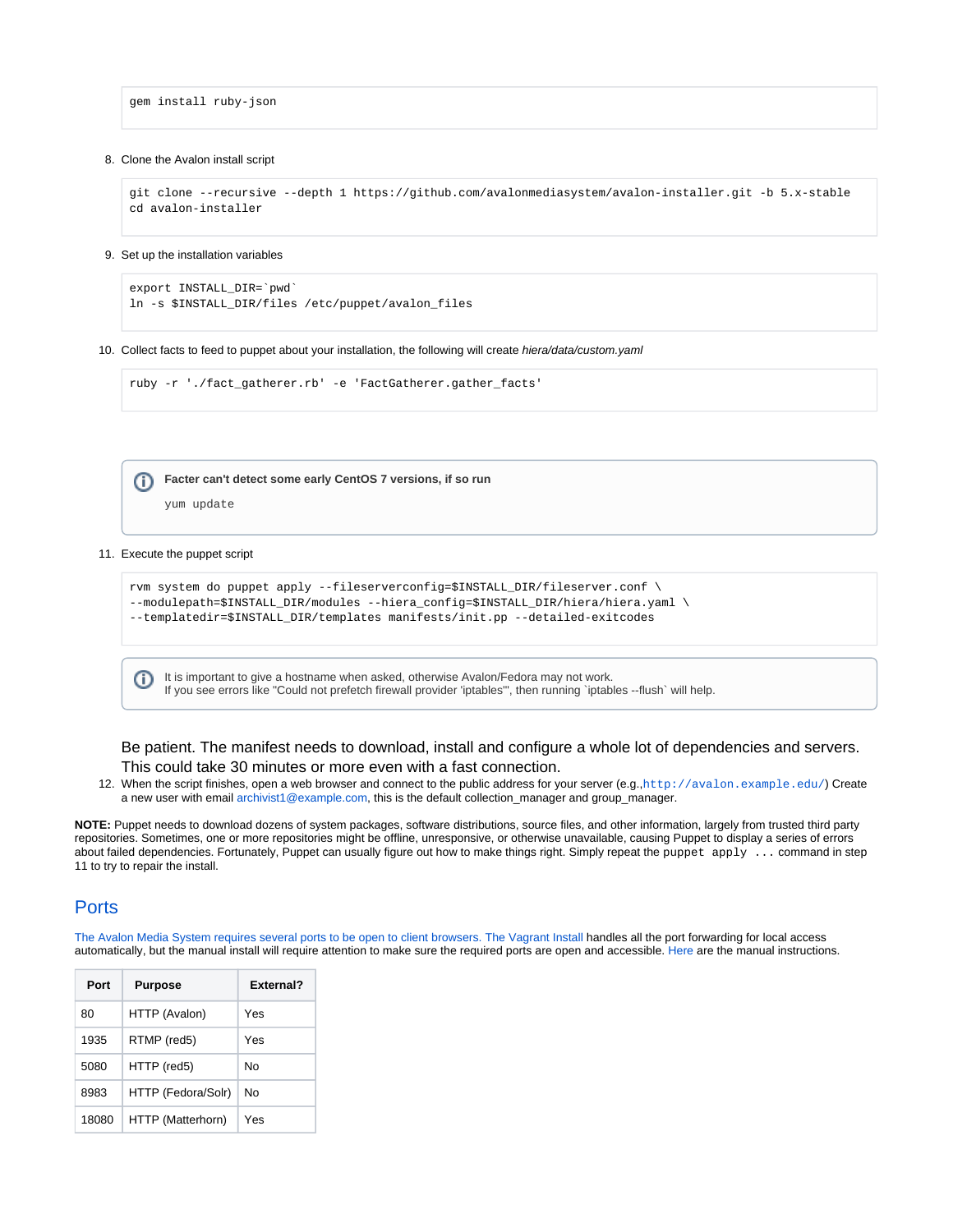```
gem install ruby-json
```

8. Clone the Avalon install script

```
git clone --recursive --depth 1 https://github.com/avalonmediasystem/avalon-installer.git -b 5.x-stable
cd avalon-installer
```

9. Set up the installation variables

```
export INSTALL_DIR=`pwd`
ln -s $INSTALL_DIR/files /etc/puppet/avalon_files
```

10. Collect facts to feed to puppet about your installation, the following will create *hiera/data/custom.yaml*

```
ruby -r './fact_gatherer.rb' -e 'FactGatherer.gather_facts'
```

> **Facter can't detect some early CentOS 7 versions, if so run**
>
> `yum update`

11. Execute the puppet script

```
rvm system do puppet apply --fileserverconfig=$INSTALL_DIR/fileserver.conf \
--modulepath=$INSTALL_DIR/modules --hiera_config=$INSTALL_DIR/hiera/hiera.yaml \
--templatedir=$INSTALL_DIR/templates manifests/init.pp --detailed-exitcodes
```

> It is important to give a hostname when asked, otherwise Avalon/Fedora may not work.
> If you see errors like "Could not prefetch firewall provider 'iptables'", then running `iptables --flush` will help.

Be patient. The manifest needs to download, install and configure a whole lot of dependencies and servers. This could take 30 minutes or more even with a fast connection.

12. When the script finishes, open a web browser and connect to the public address for your server (e.g.,`http://avalon.example.edu/`) Create a new user with email archivist1@example.com, this is the default collection_manager and group_manager.

**NOTE:** Puppet needs to download dozens of system packages, software distributions, source files, and other information, largely from trusted third party repositories. Sometimes, one or more repositories might be offline, unresponsive, or otherwise unavailable, causing Puppet to display a series of errors about failed dependencies. Fortunately, Puppet can usually figure out how to make things right. Simply repeat the `puppet apply ...` command in step 11 to try to repair the install.

## Ports

The Avalon Media System requires several ports to be open to client browsers. The Vagrant Install handles all the port forwarding for local access automatically, but the manual install will require attention to make sure the required ports are open and accessible. Here are the manual instructions.

| Port | Purpose | External? |
|---|---|---|
| 80 | HTTP (Avalon) | Yes |
| 1935 | RTMP (red5) | Yes |
| 5080 | HTTP (red5) | No |
| 8983 | HTTP (Fedora/Solr) | No |
| 18080 | HTTP (Matterhorn) | Yes |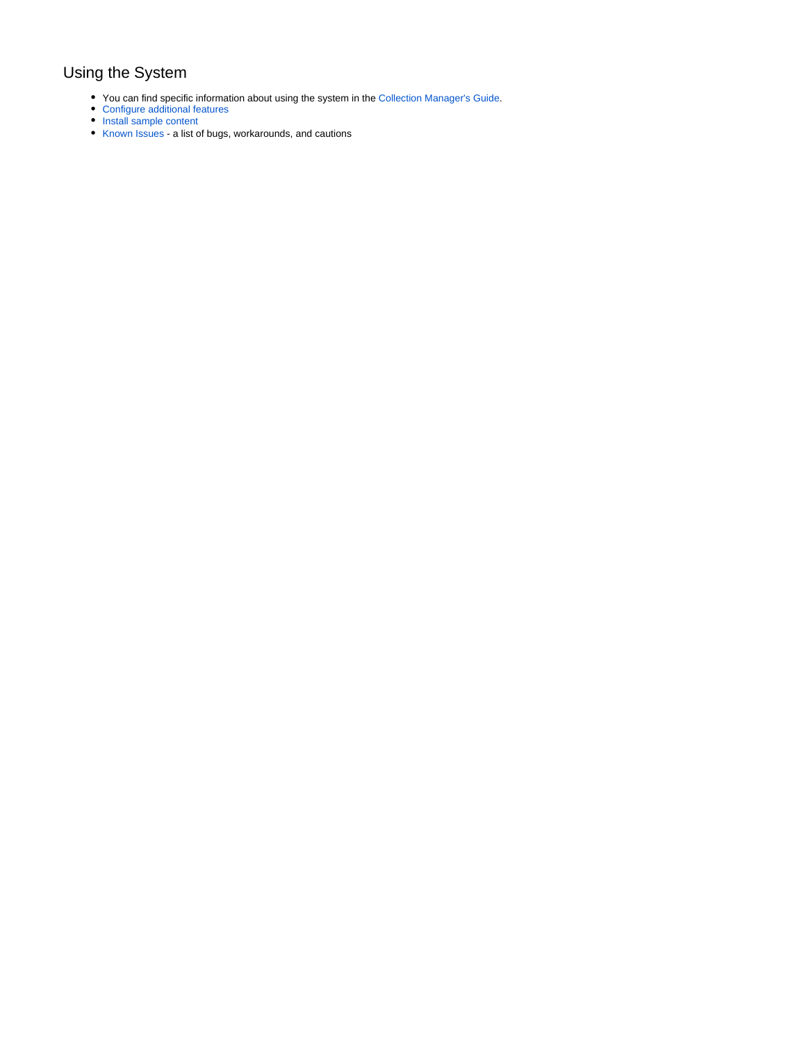## Using the System

- You can find specific information about using the system in the Collection Manager's Guide.
- Configure additional features
- Install sample content
- Known Issues - a list of bugs, workarounds, and cautions